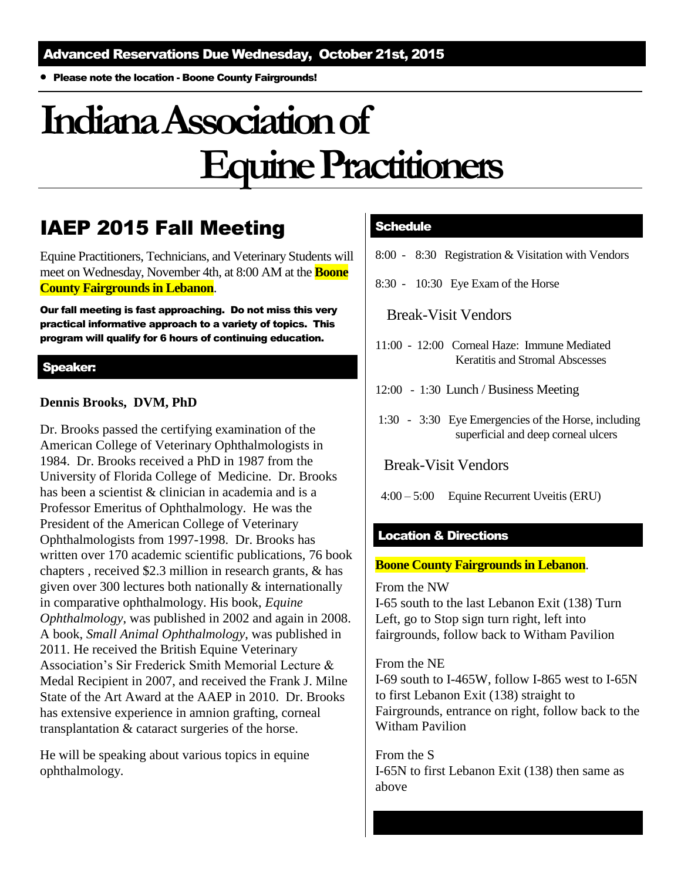**Advanced Reservations Due Wednesday, October 21st, 2015**

- **Please note the location - Boone County Fairgrounds!**

# Indiana Association of Equine Practitioners

## IAEP 2015 Fall Meeting

Equine Practitioners, Technicians, and Veterinary Students will meet on Wednesday, November 4th, at 8:00 AM at the **Boone County Fairgrounds in Lebanon**.

**Our fall meeting is fast approaching. Do not miss this very practical informative approach to a variety of topics. This program will qualify for 6 hours of continuing education.**

### Speaker:

**Dennis Brooks, DVM, PhD**

Dr. Brooks passed the certifying examination of the American College of Veterinary Ophthalmologists in 1984. Dr. Brooks received a PhD in 1987 from the University of Florida College of Medicine. Dr. Brooks has been a scientist & clinician in academia and is a Professor Emeritus of Ophthalmology. He was the President of the American College of Veterinary Ophthalmologists from 1997-1998. Dr. Brooks has written over 170 academic scientific publications, 76 book chapters , received $2.3 million in research grants, & has given over 300 lectures both nationally & internationally in comparative ophthalmology. His book, *Equine Ophthalmology*, was published in 2002 and again in 2008. A book, *Small Animal Ophthalmology*, was published in 2011. He received the British Equine Veterinary Association's Sir Frederick Smith Memorial Lecture & Medal Recipient in 2007, and received the Frank J. Milne State of the Art Award at the AAEP in 2010. Dr. Brooks has extensive experience in amnion grafting, corneal transplantation & cataract surgeries of the horse.

He will be speaking about various topics in equine ophthalmology.

### Schedule

8:00 - 8:30 Registration & Visitation with Vendors

8:30 - 10:30 Eye Exam of the Horse

Break-Visit Vendors

11:00 - 12:00 Corneal Haze: Immune Mediated Keratitis and Stromal Abscesses

12:00 - 1:30 Lunch / Business Meeting

1:30 - 3:30 Eye Emergencies of the Horse, including superficial and deep corneal ulcers

Break-Visit Vendors

4:00 – 5:00 Equine Recurrent Uveitis (ERU)

### Location & Directions

**Boone County Fairgrounds in Lebanon**.

From the NW
I-65 south to the last Lebanon Exit (138) Turn Left, go to Stop sign turn right, left into fairgrounds, follow back to Witham Pavilion

From the NE
I-69 south to I-465W, follow I-865 west to I-65N to first Lebanon Exit (138) straight to Fairgrounds, entrance on right, follow back to the Witham Pavilion

From the S
I-65N to first Lebanon Exit (138) then same as above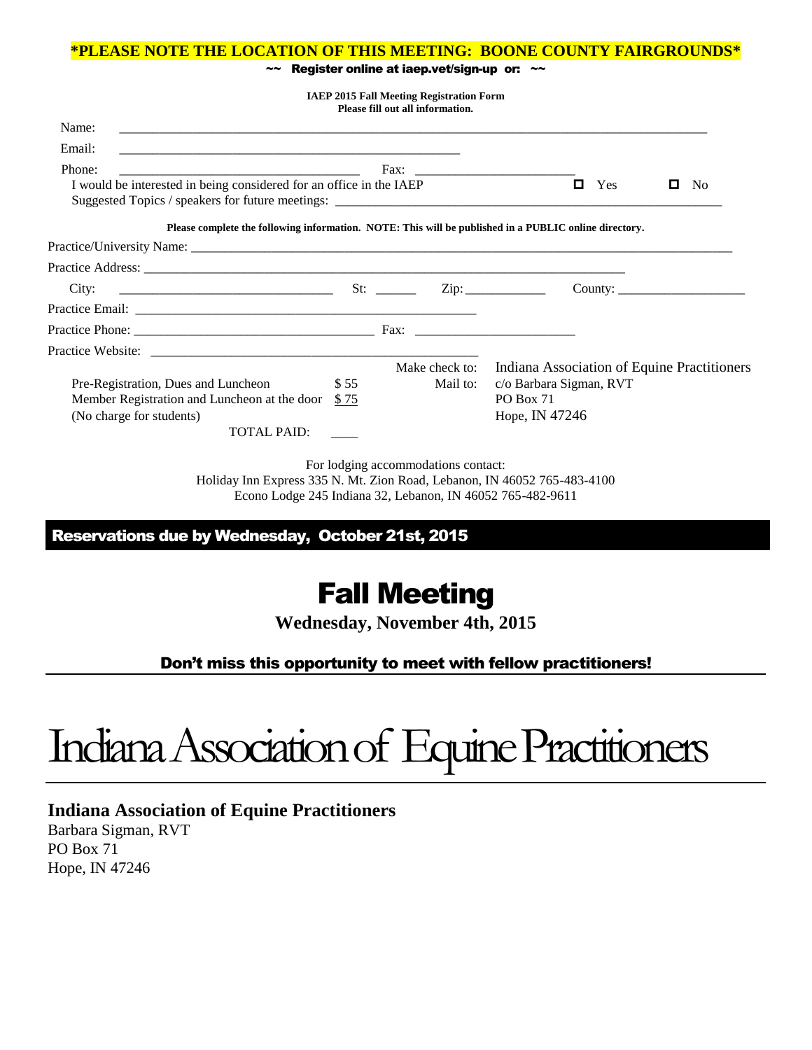**\*PLEASE NOTE THE LOCATION OF THIS MEETING: BOONE COUNTY FAIRGROUNDS\***

~~ **Register online at iaep.vet/sign-up or:** ~~

**IAEP 2015 Fall Meeting Registration Form**
**Please fill out all information.**

Name: ___________________________________________________________________________

Email: ______________________________________________

Phone: ________________________________ Fax: ______________________

I would be interested in being considered for an office in the IAEP ☐ Yes ☐ No

Suggested Topics / speakers for future meetings: ______________________________________________________

**Please complete the following information. NOTE: This will be published in a PUBLIC online directory.**

Practice/University Name: ______________________________________________________________________________

Practice Address: ___________________________________________________________________________

City: _____________________________ St: ______ Zip: ___________ County: __________________

Practice Email: _______________________________________________

Practice Phone: ________________________________ Fax: _____________________

Practice Website: _____________________________________________

| | | | |
|---|---|---|---|
| Pre-Registration, Dues and Luncheon | $ 55 | Make check to: | Indiana Association of Equine Practitioners |
| Member Registration and Luncheon at the door | $ 75 | Mail to: | c/o Barbara Sigman, RVT |
| (No charge for students) | | | PO Box 71 |
| TOTAL PAID: | ____ | | Hope, IN 47246 |

For lodging accommodations contact:
Holiday Inn Express 335 N. Mt. Zion Road, Lebanon, IN 46052 765-483-4100
Econo Lodge 245 Indiana 32, Lebanon, IN 46052 765-482-9611

**Reservations due by Wednesday, October 21st, 2015**

# Fall Meeting

**Wednesday, November 4th, 2015**

**Don't miss this opportunity to meet with fellow practitioners!**

# Indiana Association of Equine Practitioners

**Indiana Association of Equine Practitioners**
Barbara Sigman, RVT
PO Box 71
Hope, IN 47246